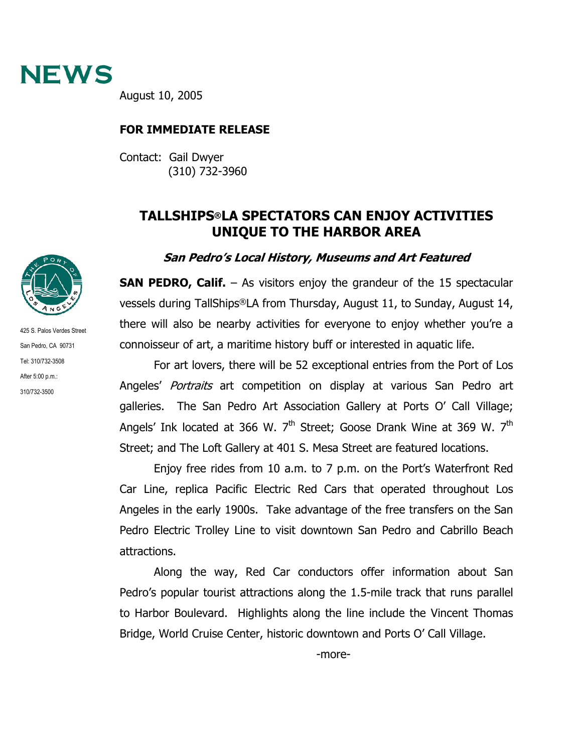# NEWS

August 10, 2005

**FOR IMMEDIATE RELEASE**

Contact: Gail Dwyer
(310) 732-3960

425 S. Palos Verdes Street
San Pedro, CA 90731
Tel: 310/732-3508
After 5:00 p.m.:
310/732-3500

## TALLSHIPS®LA SPECTATORS CAN ENJOY ACTIVITIES UNIQUE TO THE HARBOR AREA

### *San Pedro's Local History, Museums and Art Featured*

**SAN PEDRO, Calif.** – As visitors enjoy the grandeur of the 15 spectacular vessels during TallShips®LA from Thursday, August 11, to Sunday, August 14, there will also be nearby activities for everyone to enjoy whether you're a connoisseur of art, a maritime history buff or interested in aquatic life.

For art lovers, there will be 52 exceptional entries from the Port of Los Angeles' *Portraits* art competition on display at various San Pedro art galleries. The San Pedro Art Association Gallery at Ports O' Call Village; Angels' Ink located at 366 W. 7th Street; Goose Drank Wine at 369 W. 7th Street; and The Loft Gallery at 401 S. Mesa Street are featured locations.

Enjoy free rides from 10 a.m. to 7 p.m. on the Port's Waterfront Red Car Line, replica Pacific Electric Red Cars that operated throughout Los Angeles in the early 1900s. Take advantage of the free transfers on the San Pedro Electric Trolley Line to visit downtown San Pedro and Cabrillo Beach attractions.

Along the way, Red Car conductors offer information about San Pedro's popular tourist attractions along the 1.5-mile track that runs parallel to Harbor Boulevard. Highlights along the line include the Vincent Thomas Bridge, World Cruise Center, historic downtown and Ports O' Call Village.

-more-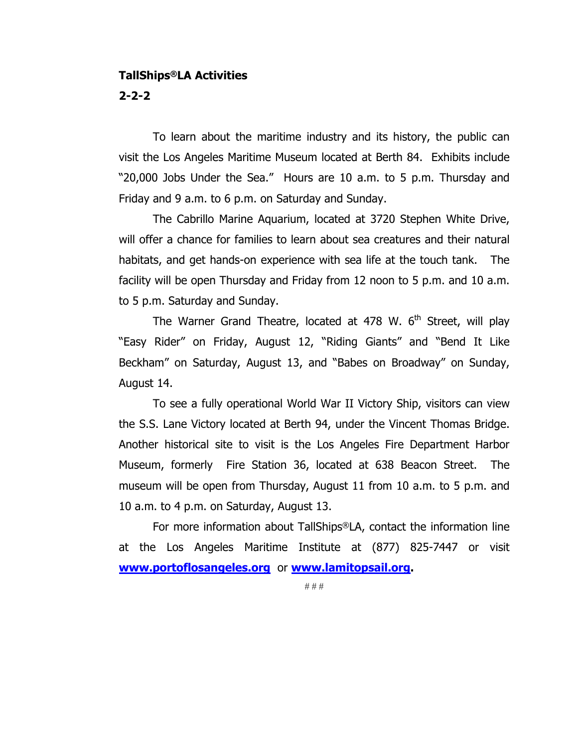**TallShips®LA Activities**

**2-2-2**

To learn about the maritime industry and its history, the public can visit the Los Angeles Maritime Museum located at Berth 84. Exhibits include "20,000 Jobs Under the Sea." Hours are 10 a.m. to 5 p.m. Thursday and Friday and 9 a.m. to 6 p.m. on Saturday and Sunday.

The Cabrillo Marine Aquarium, located at 3720 Stephen White Drive, will offer a chance for families to learn about sea creatures and their natural habitats, and get hands-on experience with sea life at the touch tank. The facility will be open Thursday and Friday from 12 noon to 5 p.m. and 10 a.m. to 5 p.m. Saturday and Sunday.

The Warner Grand Theatre, located at 478 W. 6th Street, will play "Easy Rider" on Friday, August 12, "Riding Giants" and "Bend It Like Beckham" on Saturday, August 13, and "Babes on Broadway" on Sunday, August 14.

To see a fully operational World War II Victory Ship, visitors can view the S.S. Lane Victory located at Berth 94, under the Vincent Thomas Bridge. Another historical site to visit is the Los Angeles Fire Department Harbor Museum, formerly Fire Station 36, located at 638 Beacon Street. The museum will be open from Thursday, August 11 from 10 a.m. to 5 p.m. and 10 a.m. to 4 p.m. on Saturday, August 13.

For more information about TallShips®LA, contact the information line at the Los Angeles Maritime Institute at (877) 825-7447 or visit **www.portoflosangeles.org** or **www.lamitopsail.org.**

# # #